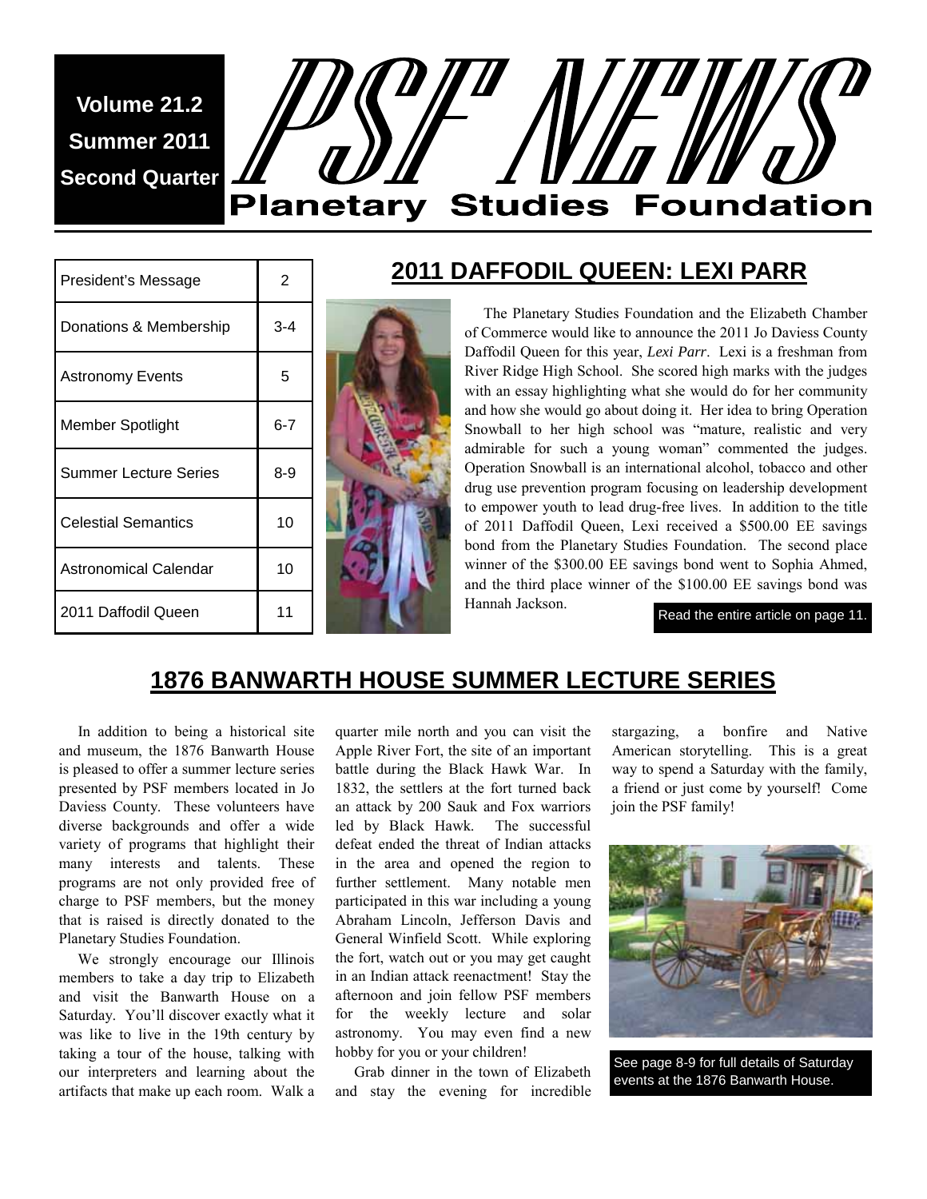**Volume 21.2**
**Summer 2011**
**Second Quarter**

# PSF NEWS

## Planetary Studies Foundation

| | |
|---|---|
| President's Message | 2 |
| Donations & Membership | 3-4 |
| Astronomy Events | 5 |
| Member Spotlight | 6-7 |
| Summer Lecture Series | 8-9 |
| Celestial Semantics | 10 |
| Astronomical Calendar | 10 |
| 2011 Daffodil Queen | 11 |

## 2011 DAFFODIL QUEEN: LEXI PARR

The Planetary Studies Foundation and the Elizabeth Chamber of Commerce would like to announce the 2011 Jo Daviess County Daffodil Queen for this year, *Lexi Parr*. Lexi is a freshman from River Ridge High School. She scored high marks with the judges with an essay highlighting what she would do for her community and how she would go about doing it. Her idea to bring Operation Snowball to her high school was "mature, realistic and very admirable for such a young woman" commented the judges. Operation Snowball is an international alcohol, tobacco and other drug use prevention program focusing on leadership development to empower youth to lead drug-free lives. In addition to the title of 2011 Daffodil Queen, Lexi received a $500.00 EE savings bond from the Planetary Studies Foundation. The second place winner of the $300.00 EE savings bond went to Sophia Ahmed, and the third place winner of the $100.00 EE savings bond was Hannah Jackson.

Read the entire article on page 11.

## 1876 BANWARTH HOUSE SUMMER LECTURE SERIES

In addition to being a historical site and museum, the 1876 Banwarth House is pleased to offer a summer lecture series presented by PSF members located in Jo Daviess County. These volunteers have diverse backgrounds and offer a wide variety of programs that highlight their many interests and talents. These programs are not only provided free of charge to PSF members, but the money that is raised is directly donated to the Planetary Studies Foundation.

We strongly encourage our Illinois members to take a day trip to Elizabeth and visit the Banwarth House on a Saturday. You'll discover exactly what it was like to live in the 19th century by taking a tour of the house, talking with our interpreters and learning about the artifacts that make up each room. Walk a quarter mile north and you can visit the Apple River Fort, the site of an important battle during the Black Hawk War. In 1832, the settlers at the fort turned back an attack by 200 Sauk and Fox warriors led by Black Hawk. The successful defeat ended the threat of Indian attacks in the area and opened the region to further settlement. Many notable men participated in this war including a young Abraham Lincoln, Jefferson Davis and General Winfield Scott. While exploring the fort, watch out or you may get caught in an Indian attack reenactment! Stay the afternoon and join fellow PSF members for the weekly lecture and solar astronomy. You may even find a new hobby for you or your children!

Grab dinner in the town of Elizabeth and stay the evening for incredible stargazing, a bonfire and Native American storytelling. This is a great way to spend a Saturday with the family, a friend or just come by yourself! Come join the PSF family!

See page 8-9 for full details of Saturday events at the 1876 Banwarth House.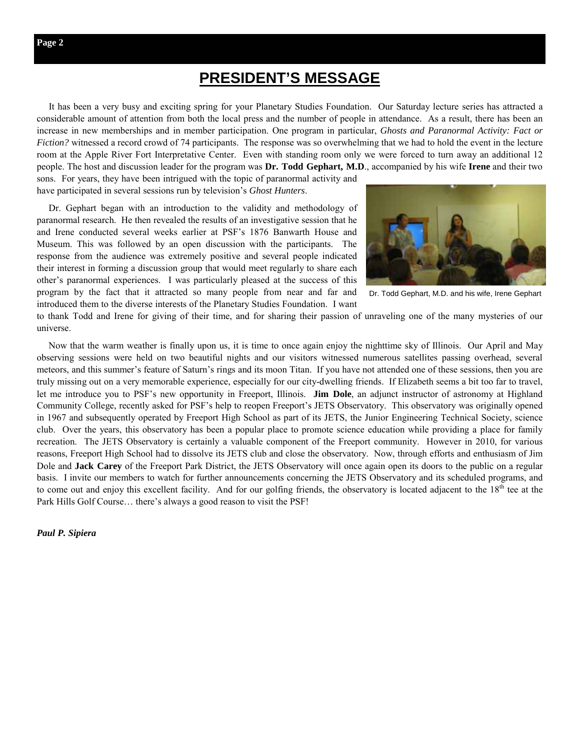# PRESIDENT'S MESSAGE

It has been a very busy and exciting spring for your Planetary Studies Foundation. Our Saturday lecture series has attracted a considerable amount of attention from both the local press and the number of people in attendance. As a result, there has been an increase in new memberships and in member participation. One program in particular, *Ghosts and Paranormal Activity: Fact or Fiction?* witnessed a record crowd of 74 participants. The response was so overwhelming that we had to hold the event in the lecture room at the Apple River Fort Interpretative Center. Even with standing room only we were forced to turn away an additional 12 people. The host and discussion leader for the program was **Dr. Todd Gephart, M.D**., accompanied by his wife **Irene** and their two sons. For years, they have been intrigued with the topic of paranormal activity and have participated in several sessions run by television's *Ghost Hunters*.

Dr. Gephart began with an introduction to the validity and methodology of paranormal research. He then revealed the results of an investigative session that he and Irene conducted several weeks earlier at PSF's 1876 Banwarth House and Museum. This was followed by an open discussion with the participants. The response from the audience was extremely positive and several people indicated their interest in forming a discussion group that would meet regularly to share each other's paranormal experiences. I was particularly pleased at the success of this program by the fact that it attracted so many people from near and far and introduced them to the diverse interests of the Planetary Studies Foundation. I want to thank Todd and Irene for giving of their time, and for sharing their passion of unraveling one of the many mysteries of our universe.

Dr. Todd Gephart, M.D. and his wife, Irene Gephart

Now that the warm weather is finally upon us, it is time to once again enjoy the nighttime sky of Illinois. Our April and May observing sessions were held on two beautiful nights and our visitors witnessed numerous satellites passing overhead, several meteors, and this summer's feature of Saturn's rings and its moon Titan. If you have not attended one of these sessions, then you are truly missing out on a very memorable experience, especially for our city-dwelling friends. If Elizabeth seems a bit too far to travel, let me introduce you to PSF's new opportunity in Freeport, Illinois. **Jim Dole**, an adjunct instructor of astronomy at Highland Community College, recently asked for PSF's help to reopen Freeport's JETS Observatory. This observatory was originally opened in 1967 and subsequently operated by Freeport High School as part of its JETS, the Junior Engineering Technical Society, science club. Over the years, this observatory has been a popular place to promote science education while providing a place for family recreation. The JETS Observatory is certainly a valuable component of the Freeport community. However in 2010, for various reasons, Freeport High School had to dissolve its JETS club and close the observatory. Now, through efforts and enthusiasm of Jim Dole and **Jack Carey** of the Freeport Park District, the JETS Observatory will once again open its doors to the public on a regular basis. I invite our members to watch for further announcements concerning the JETS Observatory and its scheduled programs, and to come out and enjoy this excellent facility. And for our golfing friends, the observatory is located adjacent to the 18th tee at the Park Hills Golf Course… there's always a good reason to visit the PSF!

***Paul P. Sipiera***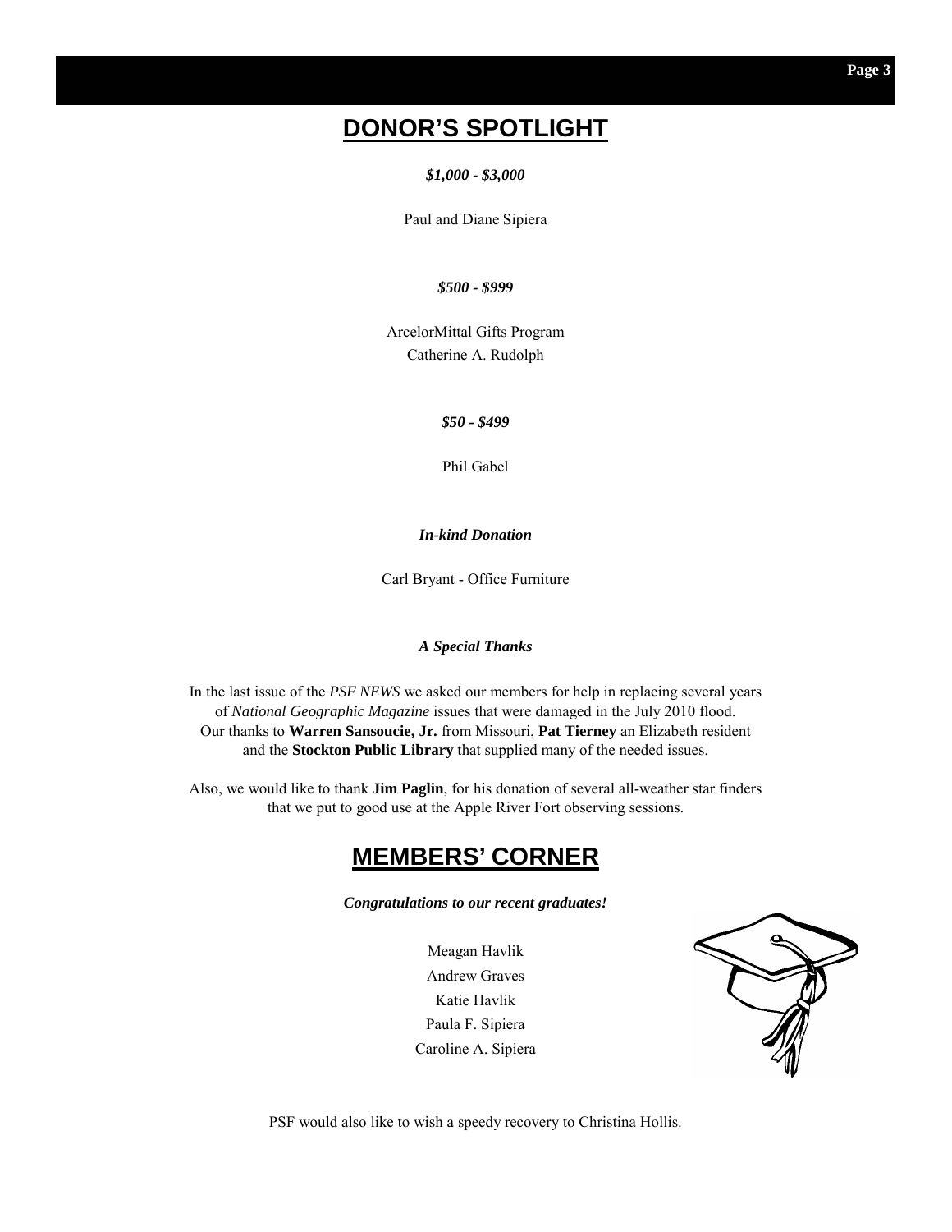## DONOR'S SPOTLIGHT

***$1,000 - $3,000***

Paul and Diane Sipiera

***$500 - $999***

ArcelorMittal Gifts Program
Catherine A. Rudolph

***$50 - $499***

Phil Gabel

***In-kind Donation***

Carl Bryant - Office Furniture

***A Special Thanks***

In the last issue of the *PSF NEWS* we asked our members for help in replacing several years of *National Geographic Magazine* issues that were damaged in the July 2010 flood. Our thanks to **Warren Sansoucie, Jr.** from Missouri, **Pat Tierney** an Elizabeth resident and the **Stockton Public Library** that supplied many of the needed issues.

Also, we would like to thank **Jim Paglin**, for his donation of several all-weather star finders that we put to good use at the Apple River Fort observing sessions.

## MEMBERS' CORNER

***Congratulations to our recent graduates!***

Meagan Havlik
Andrew Graves
Katie Havlik
Paula F. Sipiera
Caroline A. Sipiera

PSF would also like to wish a speedy recovery to Christina Hollis.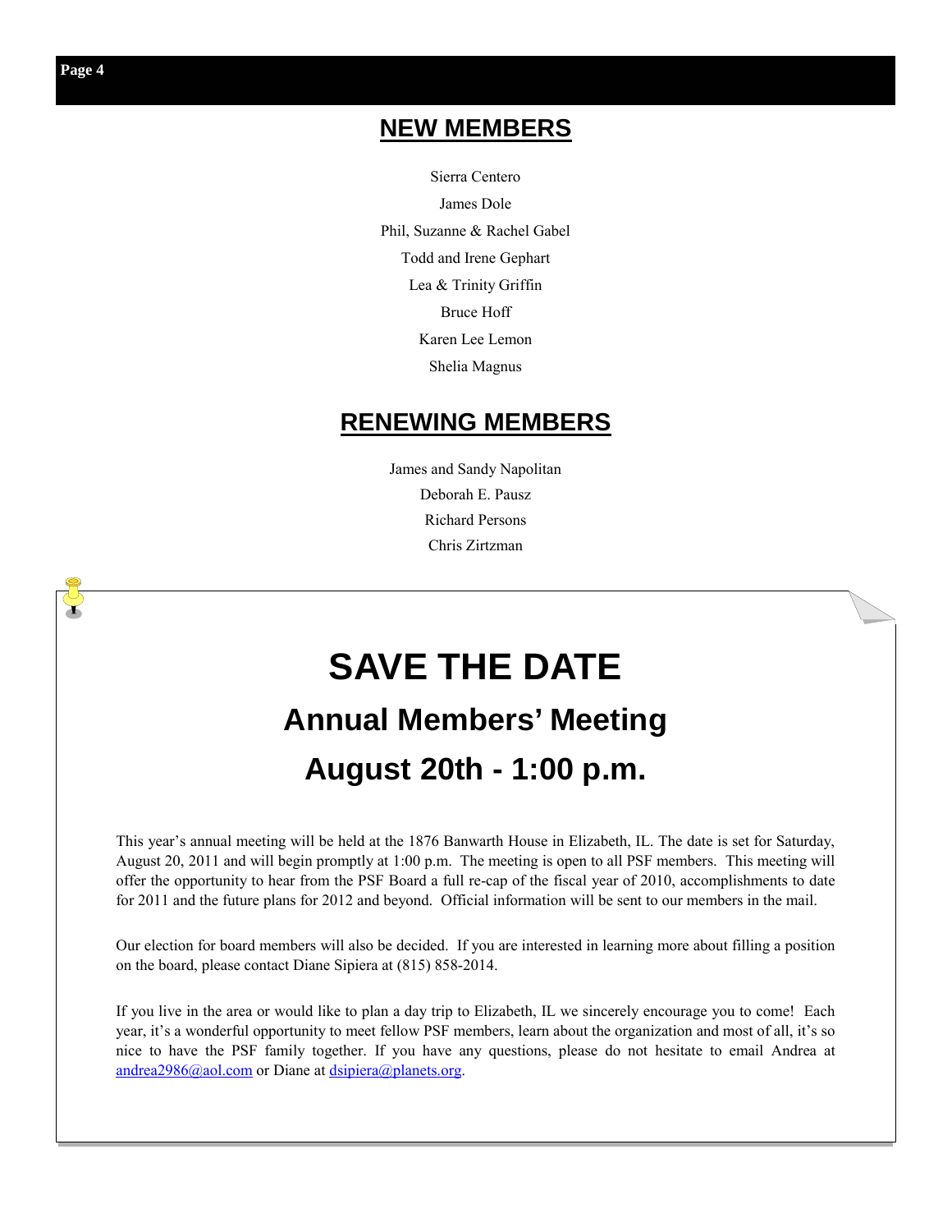## NEW MEMBERS

Sierra Centero

James Dole

Phil, Suzanne & Rachel Gabel

Todd and Irene Gephart

Lea & Trinity Griffin

Bruce Hoff

Karen Lee Lemon

Shelia Magnus

## RENEWING MEMBERS

James and Sandy Napolitan

Deborah E. Pausz

Richard Persons

Chris Zirtzman

# SAVE THE DATE

## Annual Members' Meeting

## August 20th - 1:00 p.m.

This year's annual meeting will be held at the 1876 Banwarth House in Elizabeth, IL. The date is set for Saturday, August 20, 2011 and will begin promptly at 1:00 p.m. The meeting is open to all PSF members. This meeting will offer the opportunity to hear from the PSF Board a full re-cap of the fiscal year of 2010, accomplishments to date for 2011 and the future plans for 2012 and beyond. Official information will be sent to our members in the mail.

Our election for board members will also be decided. If you are interested in learning more about filling a position on the board, please contact Diane Sipiera at (815) 858-2014.

If you live in the area or would like to plan a day trip to Elizabeth, IL we sincerely encourage you to come! Each year, it's a wonderful opportunity to meet fellow PSF members, learn about the organization and most of all, it's so nice to have the PSF family together. If you have any questions, please do not hesitate to email Andrea at andrea2986@aol.com or Diane at dsipiera@planets.org.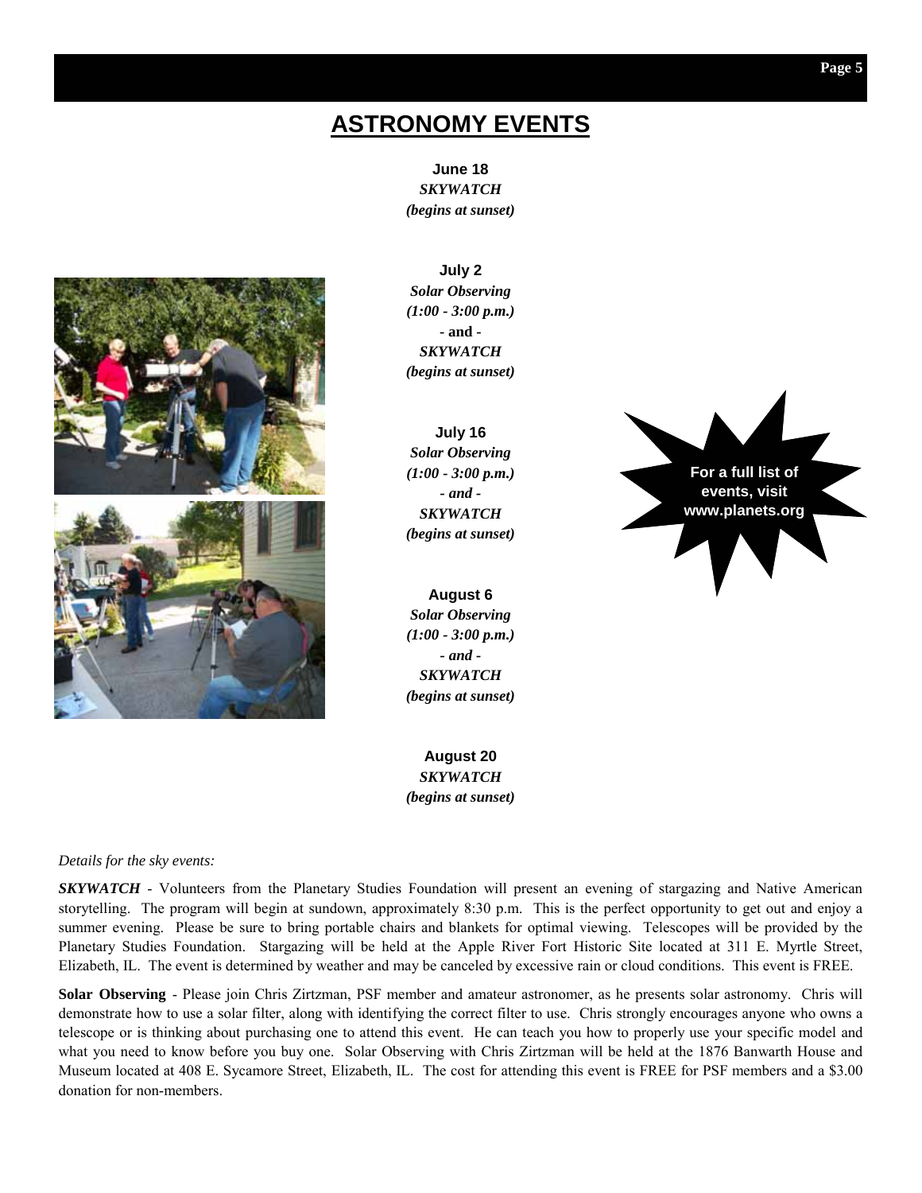# ASTRONOMY EVENTS

**June 18**
***SKYWATCH***
***(begins at sunset)***

**July 2**
***Solar Observing***
***(1:00 - 3:00 p.m.)***
**- and -**
***SKYWATCH***
***(begins at sunset)***

**July 16**
***Solar Observing***
***(1:00 - 3:00 p.m.)***
***- and -***
***SKYWATCH***
***(begins at sunset)***

**August 6**
***Solar Observing***
***(1:00 - 3:00 p.m.)***
***- and -***
***SKYWATCH***
***(begins at sunset)***

**August 20**
***SKYWATCH***
***(begins at sunset)***

**For a full list of events, visit www.planets.org**

*Details for the sky events:*

***SKYWATCH*** - Volunteers from the Planetary Studies Foundation will present an evening of stargazing and Native American storytelling. The program will begin at sundown, approximately 8:30 p.m. This is the perfect opportunity to get out and enjoy a summer evening. Please be sure to bring portable chairs and blankets for optimal viewing. Telescopes will be provided by the Planetary Studies Foundation. Stargazing will be held at the Apple River Fort Historic Site located at 311 E. Myrtle Street, Elizabeth, IL. The event is determined by weather and may be canceled by excessive rain or cloud conditions. This event is FREE.

**Solar Observing** - Please join Chris Zirtzman, PSF member and amateur astronomer, as he presents solar astronomy. Chris will demonstrate how to use a solar filter, along with identifying the correct filter to use. Chris strongly encourages anyone who owns a telescope or is thinking about purchasing one to attend this event. He can teach you how to properly use your specific model and what you need to know before you buy one. Solar Observing with Chris Zirtzman will be held at the 1876 Banwarth House and Museum located at 408 E. Sycamore Street, Elizabeth, IL. The cost for attending this event is FREE for PSF members and a $3.00 donation for non-members.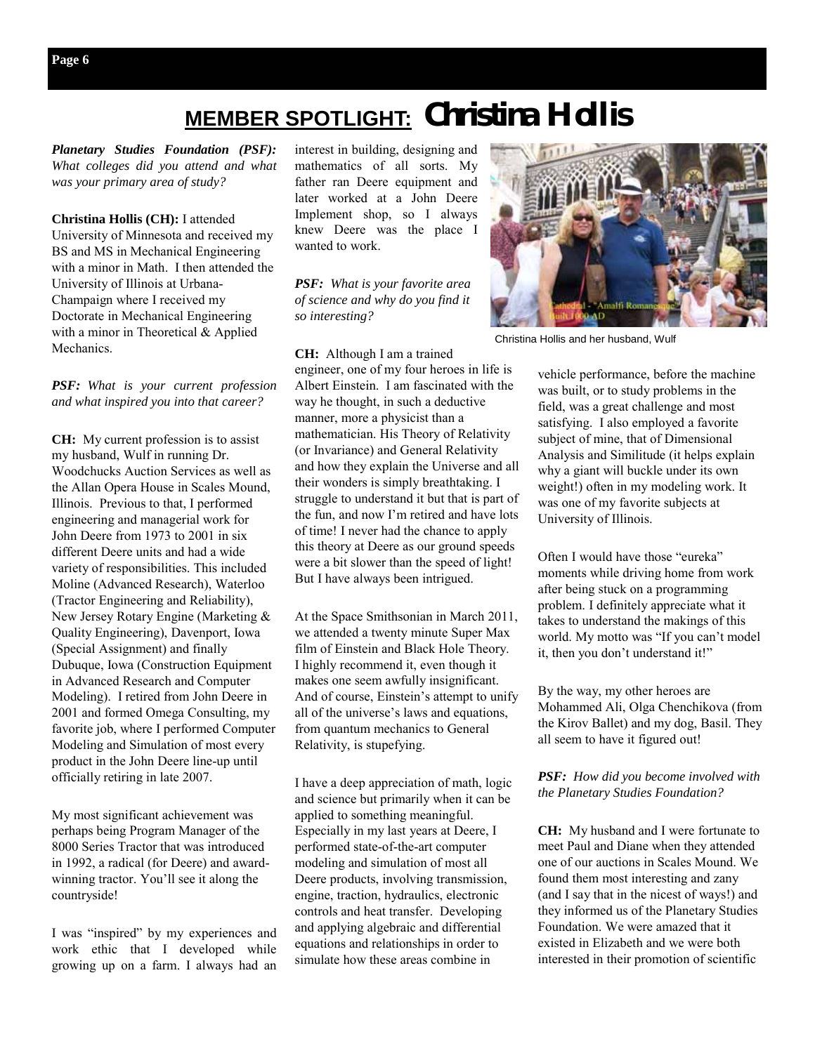# MEMBER SPOTLIGHT: Christina Hollis

***Planetary Studies Foundation (PSF):*** *What colleges did you attend and what was your primary area of study?*

**Christina Hollis (CH):** I attended University of Minnesota and received my BS and MS in Mechanical Engineering with a minor in Math. I then attended the University of Illinois at Urbana-Champaign where I received my Doctorate in Mechanical Engineering with a minor in Theoretical & Applied Mechanics.

***PSF:*** *What is your current profession and what inspired you into that career?*

**CH:** My current profession is to assist my husband, Wulf in running Dr. Woodchucks Auction Services as well as the Allan Opera House in Scales Mound, Illinois. Previous to that, I performed engineering and managerial work for John Deere from 1973 to 2001 in six different Deere units and had a wide variety of responsibilities. This included Moline (Advanced Research), Waterloo (Tractor Engineering and Reliability), New Jersey Rotary Engine (Marketing & Quality Engineering), Davenport, Iowa (Special Assignment) and finally Dubuque, Iowa (Construction Equipment in Advanced Research and Computer Modeling). I retired from John Deere in 2001 and formed Omega Consulting, my favorite job, where I performed Computer Modeling and Simulation of most every product in the John Deere line-up until officially retiring in late 2007.

My most significant achievement was perhaps being Program Manager of the 8000 Series Tractor that was introduced in 1992, a radical (for Deere) and award-winning tractor. You'll see it along the countryside!

I was "inspired" by my experiences and work ethic that I developed while growing up on a farm. I always had an interest in building, designing and mathematics of all sorts. My father ran Deere equipment and later worked at a John Deere Implement shop, so I always knew Deere was the place I wanted to work.

***PSF:*** *What is your favorite area of science and why do you find it so interesting?*

**CH:** Although I am a trained engineer, one of my four heroes in life is Albert Einstein. I am fascinated with the way he thought, in such a deductive manner, more a physicist than a mathematician. His Theory of Relativity (or Invariance) and General Relativity and how they explain the Universe and all their wonders is simply breathtaking. I struggle to understand it but that is part of the fun, and now I'm retired and have lots of time! I never had the chance to apply this theory at Deere as our ground speeds were a bit slower than the speed of light! But I have always been intrigued.

At the Space Smithsonian in March 2011, we attended a twenty minute Super Max film of Einstein and Black Hole Theory. I highly recommend it, even though it makes one seem awfully insignificant. And of course, Einstein's attempt to unify all of the universe's laws and equations, from quantum mechanics to General Relativity, is stupefying.

I have a deep appreciation of math, logic and science but primarily when it can be applied to something meaningful. Especially in my last years at Deere, I performed state-of-the-art computer modeling and simulation of most all Deere products, involving transmission, engine, traction, hydraulics, electronic controls and heat transfer. Developing and applying algebraic and differential equations and relationships in order to simulate how these areas combine in vehicle performance, before the machine was built, or to study problems in the field, was a great challenge and most satisfying. I also employed a favorite subject of mine, that of Dimensional Analysis and Similitude (it helps explain why a giant will buckle under its own weight!) often in my modeling work. It was one of my favorite subjects at University of Illinois.

Christina Hollis and her husband, Wulf

Often I would have those "eureka" moments while driving home from work after being stuck on a programming problem. I definitely appreciate what it takes to understand the makings of this world. My motto was "If you can't model it, then you don't understand it!"

By the way, my other heroes are Mohammed Ali, Olga Chenchikova (from the Kirov Ballet) and my dog, Basil. They all seem to have it figured out!

***PSF:*** *How did you become involved with the Planetary Studies Foundation?*

**CH:** My husband and I were fortunate to meet Paul and Diane when they attended one of our auctions in Scales Mound. We found them most interesting and zany (and I say that in the nicest of ways!) and they informed us of the Planetary Studies Foundation. We were amazed that it existed in Elizabeth and we were both interested in their promotion of scientific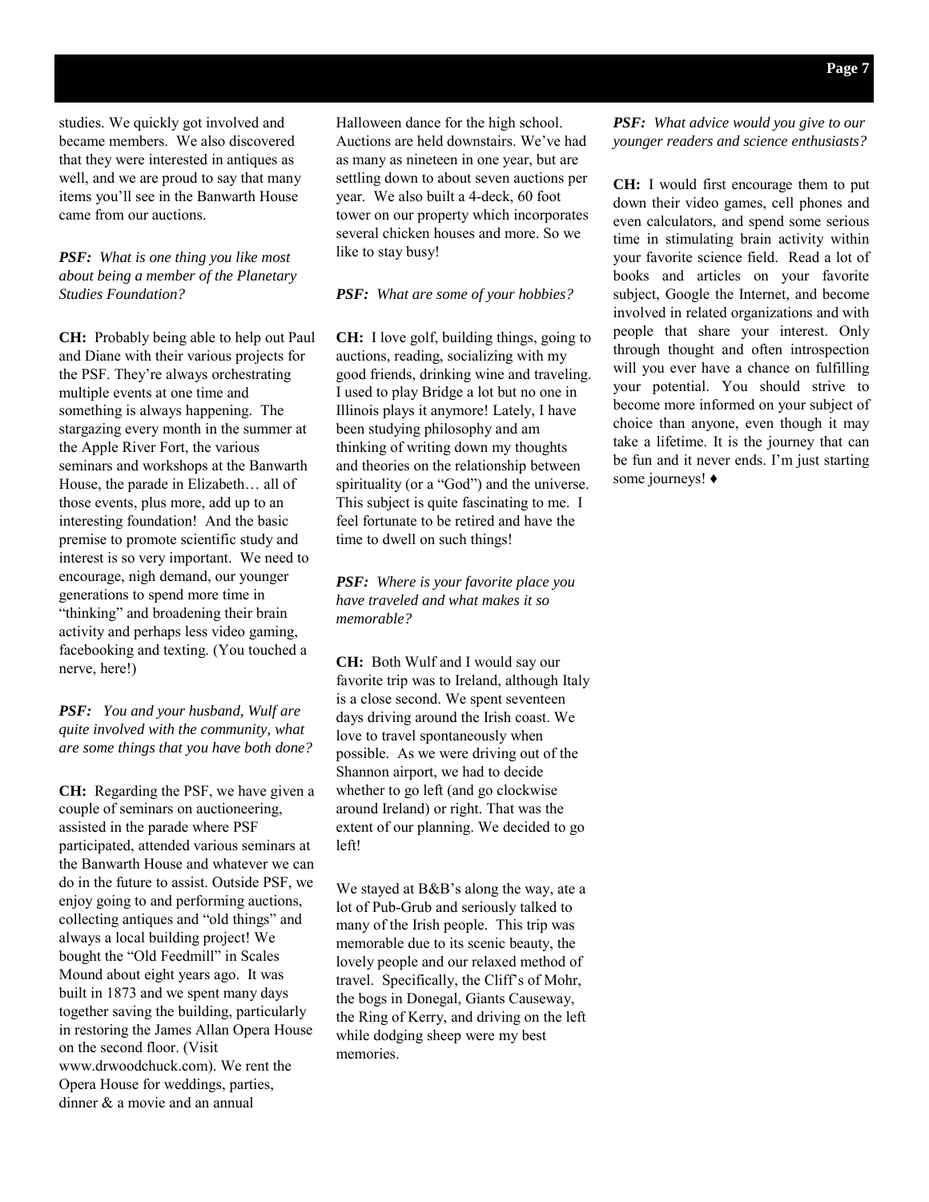studies. We quickly got involved and became members. We also discovered that they were interested in antiques as well, and we are proud to say that many items you'll see in the Banwarth House came from our auctions.

***PSF:** What is one thing you like most about being a member of the Planetary Studies Foundation?*

**CH:** Probably being able to help out Paul and Diane with their various projects for the PSF. They're always orchestrating multiple events at one time and something is always happening. The stargazing every month in the summer at the Apple River Fort, the various seminars and workshops at the Banwarth House, the parade in Elizabeth… all of those events, plus more, add up to an interesting foundation! And the basic premise to promote scientific study and interest is so very important. We need to encourage, nigh demand, our younger generations to spend more time in "thinking" and broadening their brain activity and perhaps less video gaming, facebooking and texting. (You touched a nerve, here!)

***PSF:** You and your husband, Wulf are quite involved with the community, what are some things that you have both done?*

**CH:** Regarding the PSF, we have given a couple of seminars on auctioneering, assisted in the parade where PSF participated, attended various seminars at the Banwarth House and whatever we can do in the future to assist. Outside PSF, we enjoy going to and performing auctions, collecting antiques and "old things" and always a local building project! We bought the "Old Feedmill" in Scales Mound about eight years ago. It was built in 1873 and we spent many days together saving the building, particularly in restoring the James Allan Opera House on the second floor. (Visit www.drwoodchuck.com). We rent the Opera House for weddings, parties, dinner & a movie and an annual Halloween dance for the high school. Auctions are held downstairs. We've had as many as nineteen in one year, but are settling down to about seven auctions per year. We also built a 4-deck, 60 foot tower on our property which incorporates several chicken houses and more. So we like to stay busy!

***PSF:** What are some of your hobbies?*

**CH:** I love golf, building things, going to auctions, reading, socializing with my good friends, drinking wine and traveling. I used to play Bridge a lot but no one in Illinois plays it anymore! Lately, I have been studying philosophy and am thinking of writing down my thoughts and theories on the relationship between spirituality (or a "God") and the universe. This subject is quite fascinating to me. I feel fortunate to be retired and have the time to dwell on such things!

***PSF:** Where is your favorite place you have traveled and what makes it so memorable?*

**CH:** Both Wulf and I would say our favorite trip was to Ireland, although Italy is a close second. We spent seventeen days driving around the Irish coast. We love to travel spontaneously when possible. As we were driving out of the Shannon airport, we had to decide whether to go left (and go clockwise around Ireland) or right. That was the extent of our planning. We decided to go left!

We stayed at B&B's along the way, ate a lot of Pub-Grub and seriously talked to many of the Irish people. This trip was memorable due to its scenic beauty, the lovely people and our relaxed method of travel. Specifically, the Cliff's of Mohr, the bogs in Donegal, Giants Causeway, the Ring of Kerry, and driving on the left while dodging sheep were my best memories.

***PSF:** What advice would you give to our younger readers and science enthusiasts?*

**CH:** I would first encourage them to put down their video games, cell phones and even calculators, and spend some serious time in stimulating brain activity within your favorite science field. Read a lot of books and articles on your favorite subject, Google the Internet, and become involved in related organizations and with people that share your interest. Only through thought and often introspection will you ever have a chance on fulfilling your potential. You should strive to become more informed on your subject of choice than anyone, even though it may take a lifetime. It is the journey that can be fun and it never ends. I'm just starting some journeys! ♦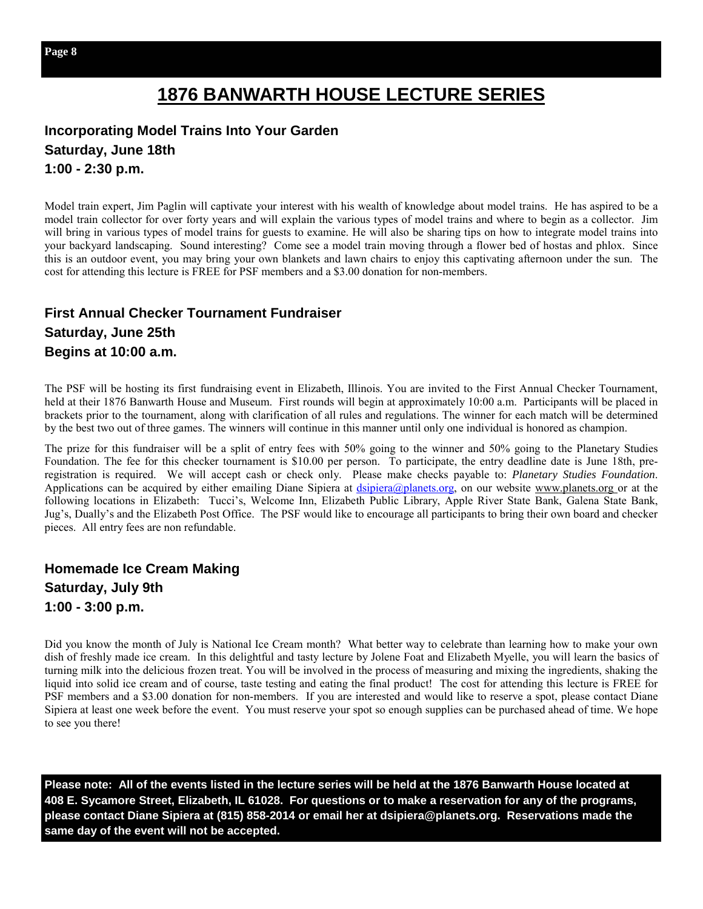# 1876 BANWARTH HOUSE LECTURE SERIES

### Incorporating Model Trains Into Your Garden
### Saturday, June 18th
### 1:00 - 2:30 p.m.

Model train expert, Jim Paglin will captivate your interest with his wealth of knowledge about model trains. He has aspired to be a model train collector for over forty years and will explain the various types of model trains and where to begin as a collector. Jim will bring in various types of model trains for guests to examine. He will also be sharing tips on how to integrate model trains into your backyard landscaping. Sound interesting? Come see a model train moving through a flower bed of hostas and phlox. Since this is an outdoor event, you may bring your own blankets and lawn chairs to enjoy this captivating afternoon under the sun. The cost for attending this lecture is FREE for PSF members and a $3.00 donation for non-members.

### First Annual Checker Tournament Fundraiser
### Saturday, June 25th
### Begins at 10:00 a.m.

The PSF will be hosting its first fundraising event in Elizabeth, Illinois. You are invited to the First Annual Checker Tournament, held at their 1876 Banwarth House and Museum. First rounds will begin at approximately 10:00 a.m. Participants will be placed in brackets prior to the tournament, along with clarification of all rules and regulations. The winner for each match will be determined by the best two out of three games. The winners will continue in this manner until only one individual is honored as champion.

The prize for this fundraiser will be a split of entry fees with 50% going to the winner and 50% going to the Planetary Studies Foundation. The fee for this checker tournament is $10.00 per person. To participate, the entry deadline date is June 18th, pre-registration is required. We will accept cash or check only. Please make checks payable to: *Planetary Studies Foundation*. Applications can be acquired by either emailing Diane Sipiera at dsipiera@planets.org, on our website www.planets.org or at the following locations in Elizabeth: Tucci's, Welcome Inn, Elizabeth Public Library, Apple River State Bank, Galena State Bank, Jug's, Dually's and the Elizabeth Post Office. The PSF would like to encourage all participants to bring their own board and checker pieces. All entry fees are non refundable.

### Homemade Ice Cream Making
### Saturday, July 9th
### 1:00 - 3:00 p.m.

Did you know the month of July is National Ice Cream month? What better way to celebrate than learning how to make your own dish of freshly made ice cream. In this delightful and tasty lecture by Jolene Foat and Elizabeth Myelle, you will learn the basics of turning milk into the delicious frozen treat. You will be involved in the process of measuring and mixing the ingredients, shaking the liquid into solid ice cream and of course, taste testing and eating the final product! The cost for attending this lecture is FREE for PSF members and a $3.00 donation for non-members. If you are interested and would like to reserve a spot, please contact Diane Sipiera at least one week before the event. You must reserve your spot so enough supplies can be purchased ahead of time. We hope to see you there!

**Please note: All of the events listed in the lecture series will be held at the 1876 Banwarth House located at 408 E. Sycamore Street, Elizabeth, IL 61028. For questions or to make a reservation for any of the programs, please contact Diane Sipiera at (815) 858-2014 or email her at dsipiera@planets.org. Reservations made the same day of the event will not be accepted.**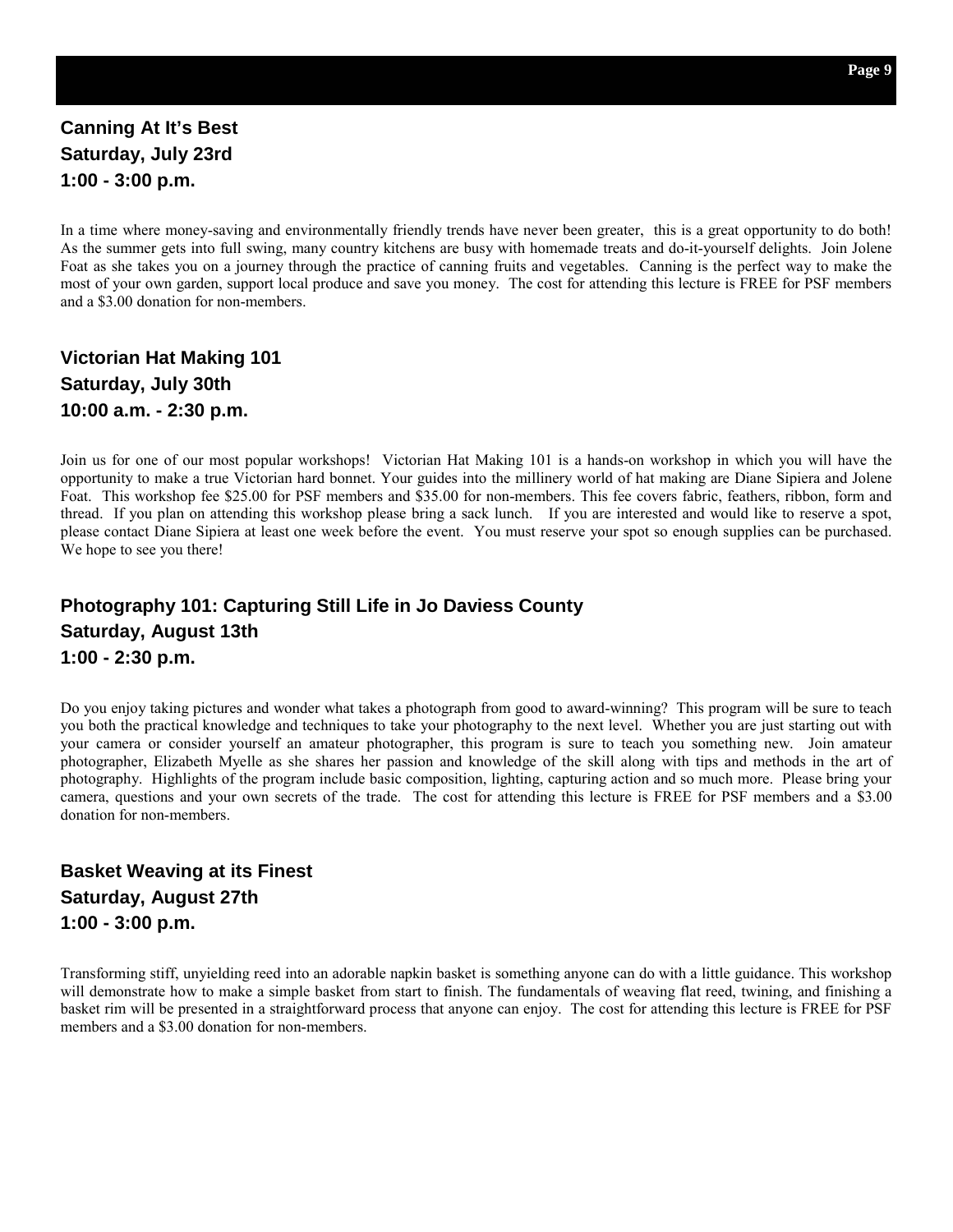## Canning At It's Best
**Saturday, July 23rd**
**1:00 - 3:00 p.m.**

In a time where money-saving and environmentally friendly trends have never been greater, this is a great opportunity to do both! As the summer gets into full swing, many country kitchens are busy with homemade treats and do-it-yourself delights. Join Jolene Foat as she takes you on a journey through the practice of canning fruits and vegetables. Canning is the perfect way to make the most of your own garden, support local produce and save you money. The cost for attending this lecture is FREE for PSF members and a $3.00 donation for non-members.

## Victorian Hat Making 101
**Saturday, July 30th**
**10:00 a.m. - 2:30 p.m.**

Join us for one of our most popular workshops! Victorian Hat Making 101 is a hands-on workshop in which you will have the opportunity to make a true Victorian hard bonnet. Your guides into the millinery world of hat making are Diane Sipiera and Jolene Foat. This workshop fee $25.00 for PSF members and $35.00 for non-members. This fee covers fabric, feathers, ribbon, form and thread. If you plan on attending this workshop please bring a sack lunch. If you are interested and would like to reserve a spot, please contact Diane Sipiera at least one week before the event. You must reserve your spot so enough supplies can be purchased. We hope to see you there!

## Photography 101: Capturing Still Life in Jo Daviess County
**Saturday, August 13th**
**1:00 - 2:30 p.m.**

Do you enjoy taking pictures and wonder what takes a photograph from good to award-winning? This program will be sure to teach you both the practical knowledge and techniques to take your photography to the next level. Whether you are just starting out with your camera or consider yourself an amateur photographer, this program is sure to teach you something new. Join amateur photographer, Elizabeth Myelle as she shares her passion and knowledge of the skill along with tips and methods in the art of photography. Highlights of the program include basic composition, lighting, capturing action and so much more. Please bring your camera, questions and your own secrets of the trade. The cost for attending this lecture is FREE for PSF members and a $3.00 donation for non-members.

## Basket Weaving at its Finest
**Saturday, August 27th**
**1:00 - 3:00 p.m.**

Transforming stiff, unyielding reed into an adorable napkin basket is something anyone can do with a little guidance. This workshop will demonstrate how to make a simple basket from start to finish. The fundamentals of weaving flat reed, twining, and finishing a basket rim will be presented in a straightforward process that anyone can enjoy. The cost for attending this lecture is FREE for PSF members and a $3.00 donation for non-members.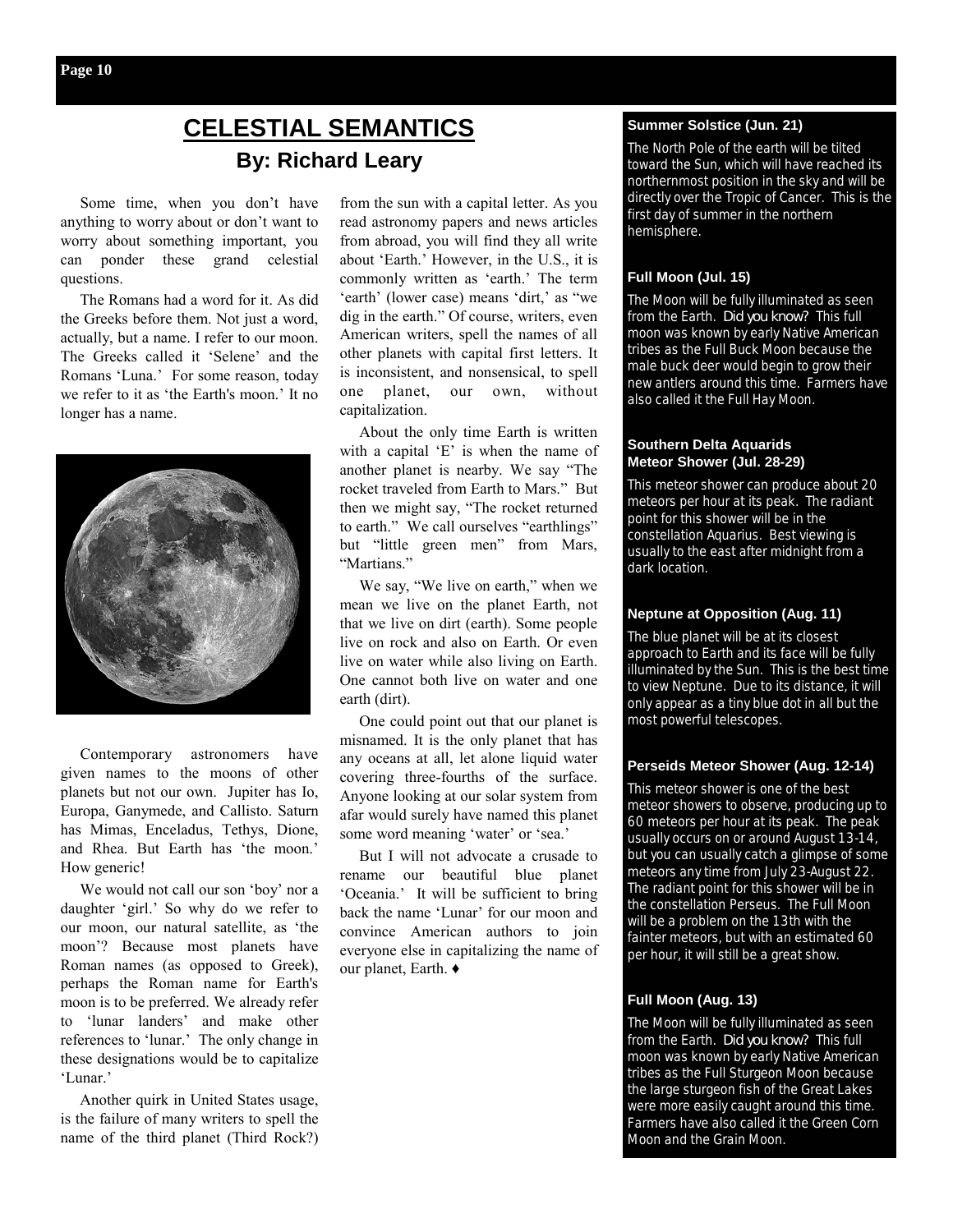# CELESTIAL SEMANTICS

## By: Richard Leary

Some time, when you don't have anything to worry about or don't want to worry about something important, you can ponder these grand celestial questions.

The Romans had a word for it. As did the Greeks before them. Not just a word, actually, but a name. I refer to our moon. The Greeks called it 'Selene' and the Romans 'Luna.' For some reason, today we refer to it as 'the Earth's moon.' It no longer has a name.

Contemporary astronomers have given names to the moons of other planets but not our own. Jupiter has Io, Europa, Ganymede, and Callisto. Saturn has Mimas, Enceladus, Tethys, Dione, and Rhea. But Earth has 'the moon.' How generic!

We would not call our son 'boy' nor a daughter 'girl.' So why do we refer to our moon, our natural satellite, as 'the moon'? Because most planets have Roman names (as opposed to Greek), perhaps the Roman name for Earth's moon is to be preferred. We already refer to 'lunar landers' and make other references to 'lunar.' The only change in these designations would be to capitalize 'Lunar.'

Another quirk in United States usage, is the failure of many writers to spell the name of the third planet (Third Rock?) from the sun with a capital letter. As you read astronomy papers and news articles from abroad, you will find they all write about 'Earth.' However, in the U.S., it is commonly written as 'earth.' The term 'earth' (lower case) means 'dirt,' as "we dig in the earth." Of course, writers, even American writers, spell the names of all other planets with capital first letters. It is inconsistent, and nonsensical, to spell one planet, our own, without capitalization.

About the only time Earth is written with a capital 'E' is when the name of another planet is nearby. We say "The rocket traveled from Earth to Mars." But then we might say, "The rocket returned to earth." We call ourselves "earthlings" but "little green men" from Mars, "Martians."

We say, "We live on earth," when we mean we live on the planet Earth, not that we live on dirt (earth). Some people live on rock and also on Earth. Or even live on water while also living on Earth. One cannot both live on water and one earth (dirt).

One could point out that our planet is misnamed. It is the only planet that has any oceans at all, let alone liquid water covering three-fourths of the surface. Anyone looking at our solar system from afar would surely have named this planet some word meaning 'water' or 'sea.'

But I will not advocate a crusade to rename our beautiful blue planet 'Oceania.' It will be sufficient to bring back the name 'Lunar' for our moon and convince American authors to join everyone else in capitalizing the name of our planet, Earth. ♦

---

### Summer Solstice (Jun. 21)

The North Pole of the earth will be tilted toward the Sun, which will have reached its northernmost position in the sky and will be directly over the Tropic of Cancer. This is the first day of summer in the northern hemisphere.

### Full Moon (Jul. 15)

The Moon will be fully illuminated as seen from the Earth. *Did you know?* This full moon was known by early Native American tribes as the Full Buck Moon because the male buck deer would begin to grow their new antlers around this time. Farmers have also called it the Full Hay Moon.

### Southern Delta Aquarids Meteor Shower (Jul. 28-29)

This meteor shower can produce about 20 meteors per hour at its peak. The radiant point for this shower will be in the constellation Aquarius. Best viewing is usually to the east after midnight from a dark location.

### Neptune at Opposition (Aug. 11)

The blue planet will be at its closest approach to Earth and its face will be fully illuminated by the Sun. This is the best time to view Neptune. Due to its distance, it will only appear as a tiny blue dot in all but the most powerful telescopes.

### Perseids Meteor Shower (Aug. 12-14)

This meteor shower is one of the best meteor showers to observe, producing up to 60 meteors per hour at its peak. The peak usually occurs on or around August 13-14, but you can usually catch a glimpse of some meteors any time from July 23-August 22. The radiant point for this shower will be in the constellation Perseus. The Full Moon will be a problem on the 13th with the fainter meteors, but with an estimated 60 per hour, it will still be a great show.

### Full Moon (Aug. 13)

The Moon will be fully illuminated as seen from the Earth. *Did you know?* This full moon was known by early Native American tribes as the Full Sturgeon Moon because the large sturgeon fish of the Great Lakes were more easily caught around this time. Farmers have also called it the Green Corn Moon and the Grain Moon.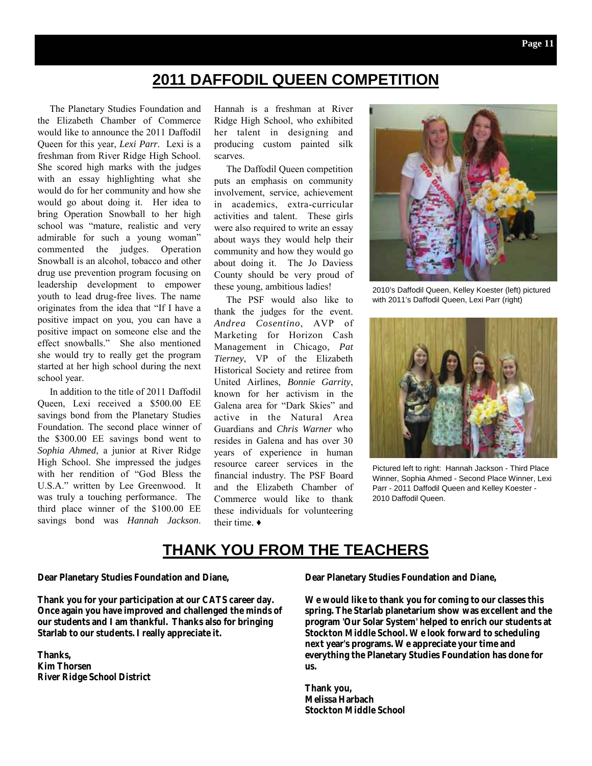## 2011 DAFFODIL QUEEN COMPETITION

The Planetary Studies Foundation and the Elizabeth Chamber of Commerce would like to announce the 2011 Daffodil Queen for this year, *Lexi Parr*. Lexi is a freshman from River Ridge High School. She scored high marks with the judges with an essay highlighting what she would do for her community and how she would go about doing it. Her idea to bring Operation Snowball to her high school was "mature, realistic and very admirable for such a young woman" commented the judges. Operation Snowball is an alcohol, tobacco and other drug use prevention program focusing on leadership development to empower youth to lead drug-free lives. The name originates from the idea that "If I have a positive impact on you, you can have a positive impact on someone else and the effect snowballs." She also mentioned she would try to really get the program started at her high school during the next school year.

In addition to the title of 2011 Daffodil Queen, Lexi received a $500.00 EE savings bond from the Planetary Studies Foundation. The second place winner of the $300.00 EE savings bond went to *Sophia Ahmed*, a junior at River Ridge High School. She impressed the judges with her rendition of "God Bless the U.S.A." written by Lee Greenwood. It was truly a touching performance. The third place winner of the $100.00 EE savings bond was *Hannah Jackson*. Hannah is a freshman at River Ridge High School, who exhibited her talent in designing and producing custom painted silk scarves.

The Daffodil Queen competition puts an emphasis on community involvement, service, achievement in academics, extra-curricular activities and talent. These girls were also required to write an essay about ways they would help their community and how they would go about doing it. The Jo Daviess County should be very proud of these young, ambitious ladies!

The PSF would also like to thank the judges for the event. *Andrea Cosentino*, AVP of Marketing for Horizon Cash Management in Chicago, *Pat Tierney*, VP of the Elizabeth Historical Society and retiree from United Airlines, *Bonnie Garrity*, known for her activism in the Galena area for "Dark Skies" and active in the Natural Area Guardians and *Chris Warner* who resides in Galena and has over 30 years of experience in human resource career services in the financial industry. The PSF Board and the Elizabeth Chamber of Commerce would like to thank these individuals for volunteering their time. ♦

2010's Daffodil Queen, Kelley Koester (left) pictured with 2011's Daffodil Queen, Lexi Parr (right)

Pictured left to right: Hannah Jackson - Third Place Winner, Sophia Ahmed - Second Place Winner, Lexi Parr - 2011 Daffodil Queen and Kelley Koester - 2010 Daffodil Queen.

## THANK YOU FROM THE TEACHERS

**Dear Planetary Studies Foundation and Diane,**

**Thank you for your participation at our CATS career day. Once again you have improved and challenged the minds of our students and I am thankful. Thanks also for bringing Starlab to our students. I really appreciate it.**

**Thanks,**
**Kim Thorsen**
**River Ridge School District**

**Dear Planetary Studies Foundation and Diane,**

**We would like to thank you for coming to our classes this spring. The Starlab planetarium show was excellent and the program 'Our Solar System' helped to enrich our students at Stockton Middle School. We look forward to scheduling next year's programs. We appreciate your time and everything the Planetary Studies Foundation has done for us.**

**Thank you,**
**Melissa Harbach**
**Stockton Middle School**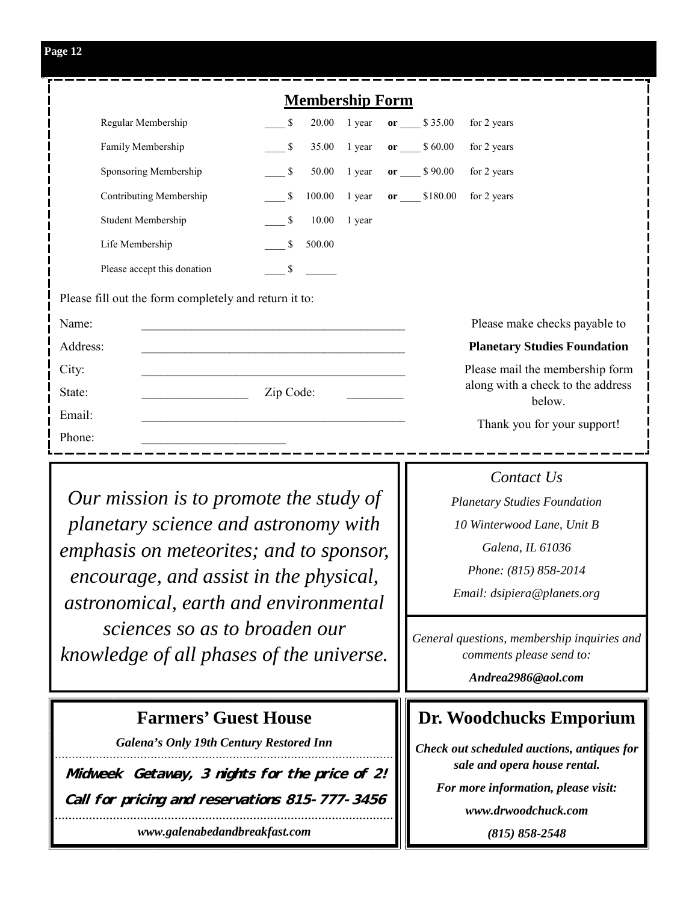## Membership Form

| | | | | | |
|---|---|---|---|---|---|
| Regular Membership | ____ $ 20.00 | 1 year | **or** ____ $ 35.00 | for 2 years |
| Family Membership | ____ $ 35.00 | 1 year | **or** ____ $ 60.00 | for 2 years |
| Sponsoring Membership | ____ $ 50.00 | 1 year | **or** ____ $ 90.00 | for 2 years |
| Contributing Membership | ____ $ 100.00 | 1 year | **or** ____ $180.00 | for 2 years |
| Student Membership | ____ $ 10.00 | 1 year | | |
| Life Membership | ____ $ 500.00 | | | |
| Please accept this donation | ____ $ ______ | | | |

Please fill out the form completely and return it to:

Name: ___________________________________________

Address: ___________________________________________

City: ___________________________________________

State: _________________ Zip Code: _________

Email: ___________________________________________

Phone: _______________________

Please make checks payable to

**Planetary Studies Foundation**

Please mail the membership form along with a check to the address below.

Thank you for your support!

*Our mission is to promote the study of planetary science and astronomy with emphasis on meteorites; and to sponsor, encourage, and assist in the physical, astronomical, earth and environmental sciences so as to broaden our knowledge of all phases of the universe.*

*Contact Us*

*Planetary Studies Foundation*

*10 Winterwood Lane, Unit B*

*Galena, IL 61036*

*Phone: (815) 858-2014*

*Email: dsipiera@planets.org*

*General questions, membership inquiries and comments please send to:*

***Andrea2986@aol.com***

### Farmers' Guest House

***Galena's Only 19th Century Restored Inn***

**Midweek Getaway, 3 nights for the price of 2!**

**Call for pricing and reservations 815-777-3456**

***www.galenabedandbreakfast.com***

### Dr. Woodchucks Emporium

***Check out scheduled auctions, antiques for sale and opera house rental.***

***For more information, please visit:***

***www.drwoodchuck.com***

***(815) 858-2548***